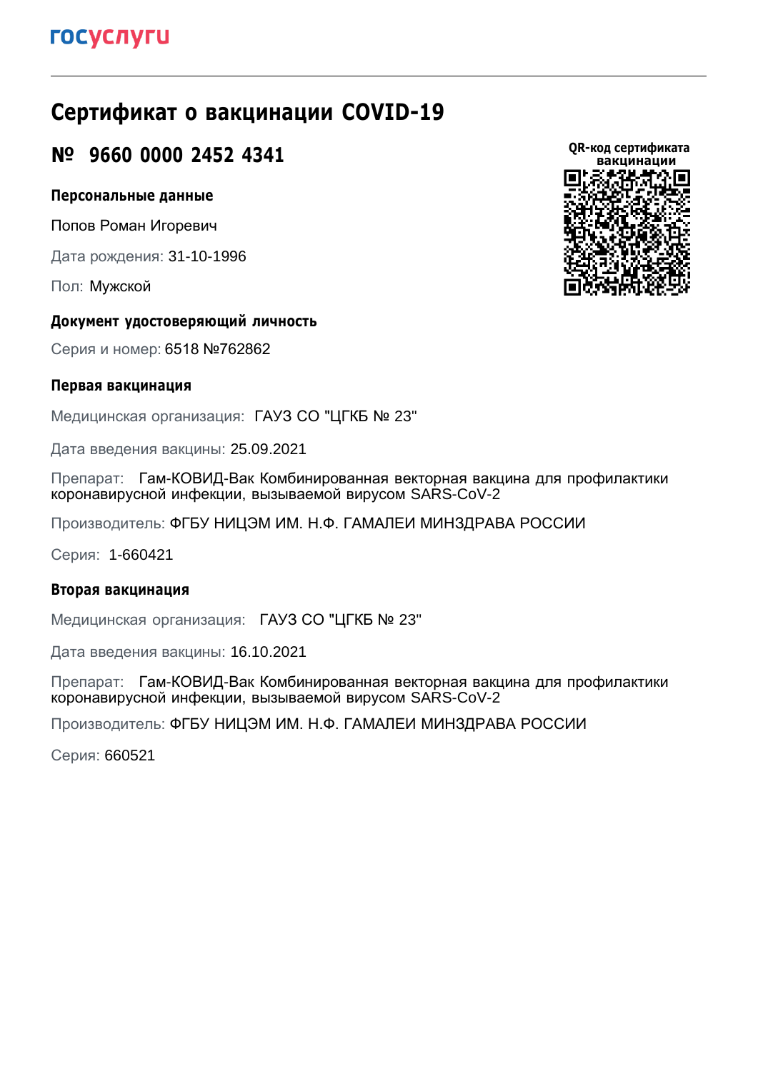госуслуги

# Сертификат о вакцинации COVID-19

## № 9660 0000 2452 4341

QR-код сертификата вакцинации

### Персональные данные

Попов Роман Игоревич

Дата рождения: 31-10-1996

Пол: Мужской

### Документ удостоверяющий личность

Серия и номер: 6518 №762862

### Первая вакцинация

Медицинская организация: ГАУЗ СО "ЦГКБ № 23"

Дата введения вакцины: 25.09.2021

Препарат: Гам-КОВИД-Вак Комбинированная векторная вакцина для профилактики коронавирусной инфекции, вызываемой вирусом SARS-CoV-2

Производитель: ФГБУ НИЦЭМ ИМ. Н.Ф. ГАМАЛЕИ МИНЗДРАВА РОССИИ

Серия: 1-660421

### Вторая вакцинация

Медицинская организация: ГАУЗ СО "ЦГКБ № 23"

Дата введения вакцины: 16.10.2021

Препарат: Гам-КОВИД-Вак Комбинированная векторная вакцина для профилактики коронавирусной инфекции, вызываемой вирусом SARS-CoV-2

Производитель: ФГБУ НИЦЭМ ИМ. Н.Ф. ГАМАЛЕИ МИНЗДРАВА РОССИИ

Серия: 660521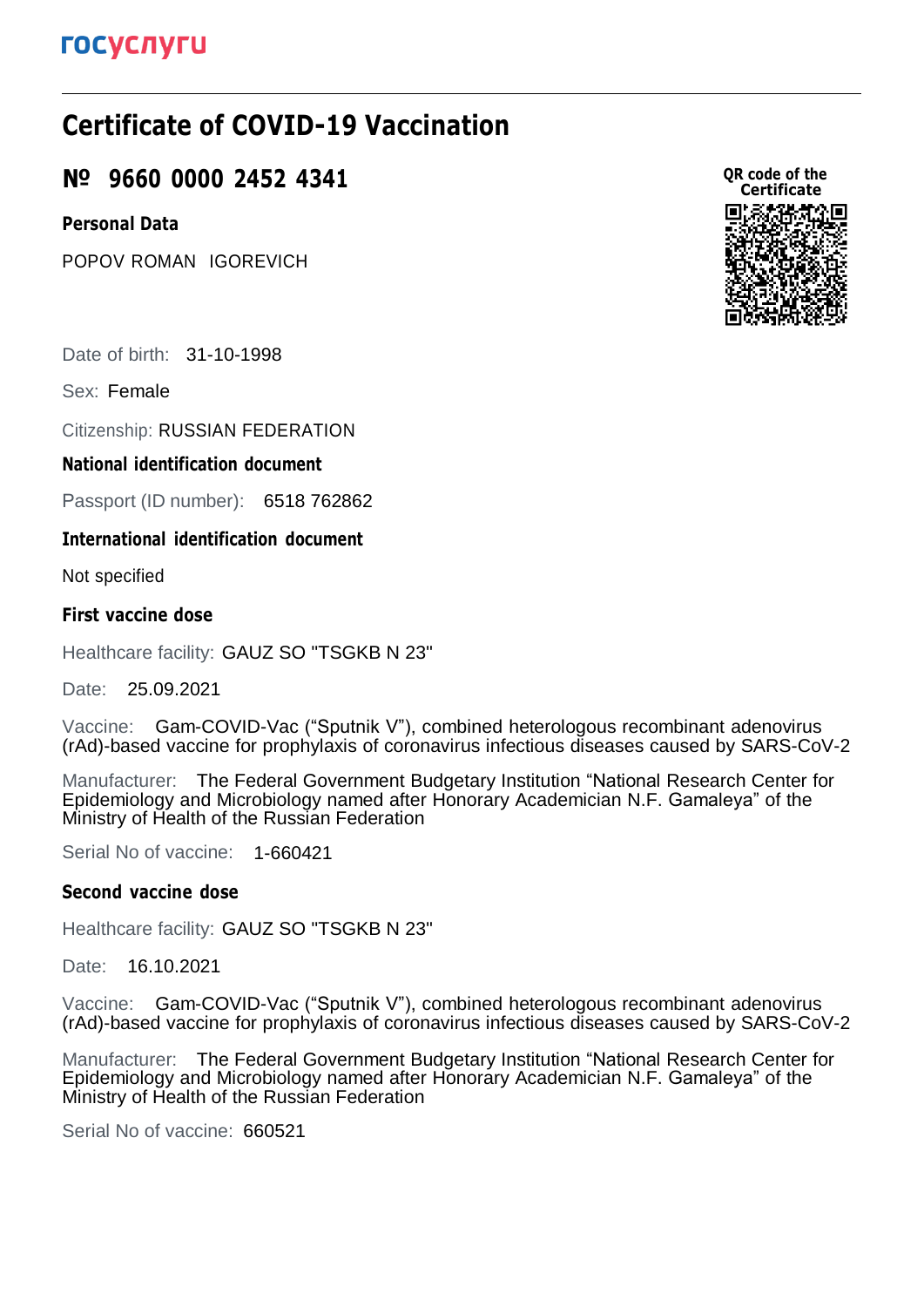госуслуги

# Certificate of COVID-19 Vaccination

## № 9660 0000 2452 4341

QR code of the Certificate

**Personal Data**

POPOV ROMAN IGOREVICH

Date of birth: 31-10-1998

Sex: Female

Citizenship: RUSSIAN FEDERATION

**National identification document**

Passport (ID number): 6518 762862

**International identification document**

Not specified

**First vaccine dose**

Healthcare facility: GAUZ SO "TSGKB N 23"

Date: 25.09.2021

Vaccine: Gam-COVID-Vac (“Sputnik V”), combined heterologous recombinant adenovirus (rAd)-based vaccine for prophylaxis of coronavirus infectious diseases caused by SARS-CoV-2

Manufacturer: The Federal Government Budgetary Institution “National Research Center for Epidemiology and Microbiology named after Honorary Academician N.F. Gamaleya” of the Ministry of Health of the Russian Federation

Serial No of vaccine: 1-660421

**Second vaccine dose**

Healthcare facility: GAUZ SO "TSGKB N 23"

Date: 16.10.2021

Vaccine: Gam-COVID-Vac (“Sputnik V”), combined heterologous recombinant adenovirus (rAd)-based vaccine for prophylaxis of coronavirus infectious diseases caused by SARS-CoV-2

Manufacturer: The Federal Government Budgetary Institution “National Research Center for Epidemiology and Microbiology named after Honorary Academician N.F. Gamaleya” of the Ministry of Health of the Russian Federation

Serial No of vaccine: 660521